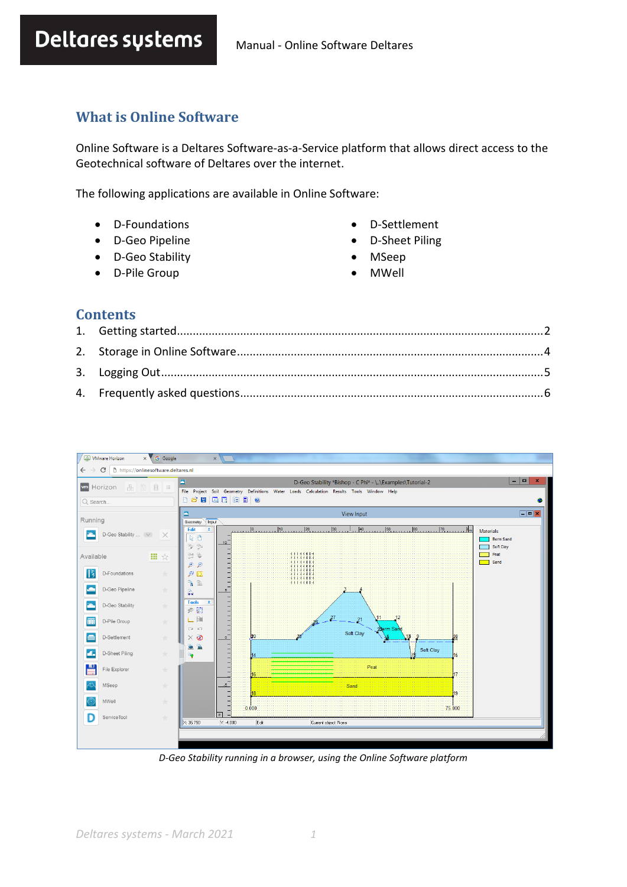# What is Online Software

Online Software is a Deltares Software-as-a-Service platform that allows direct access to the Geotechnical software of Deltares over the internet.

The following applications are available in Online Software:

- D-Foundations
- D-Geo Pipeline
- D-Geo Stability
- D-Pile Group
- D-Settlement
- D-Sheet Piling
- MSeep
- MWell

# Contents

1. Getting started.......................................................................................................2
2. Storage in Online Software.......................................................................................4
3. Logging Out.............................................................................................................5
4. Frequently asked questions.......................................................................................6

*D-Geo Stability running in a browser, using the Online Software platform*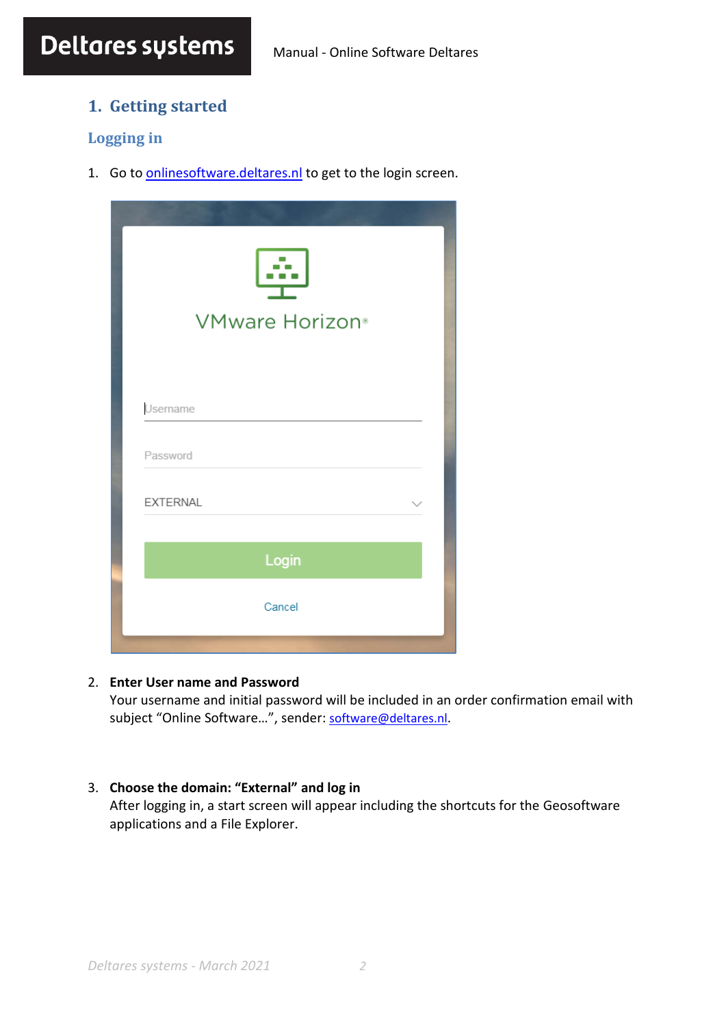# 1. Getting started

## Logging in

1. Go to onlinesoftware.deltares.nl to get to the login screen.

2. **Enter User name and Password**
   Your username and initial password will be included in an order confirmation email with subject "Online Software…", sender: software@deltares.nl.

3. **Choose the domain: "External" and log in**
   After logging in, a start screen will appear including the shortcuts for the Geosoftware applications and a File Explorer.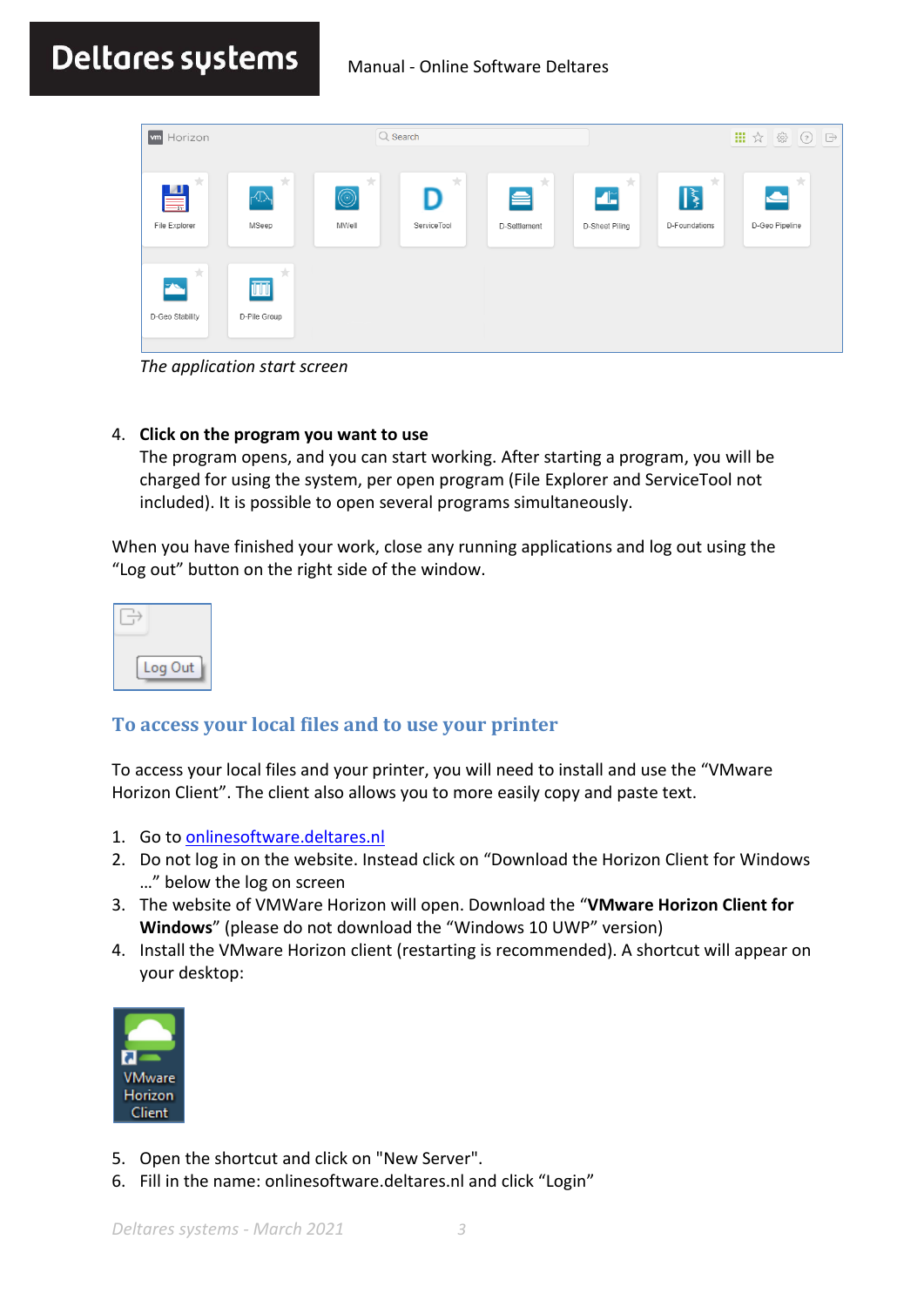*The application start screen*

4. **Click on the program you want to use**
   The program opens, and you can start working. After starting a program, you will be charged for using the system, per open program (File Explorer and ServiceTool not included). It is possible to open several programs simultaneously.

When you have finished your work, close any running applications and log out using the "Log out" button on the right side of the window.

## To access your local files and to use your printer

To access your local files and your printer, you will need to install and use the "VMware Horizon Client". The client also allows you to more easily copy and paste text.

1. Go to onlinesoftware.deltares.nl
2. Do not log in on the website. Instead click on "Download the Horizon Client for Windows …" below the log on screen
3. The website of VMWare Horizon will open. Download the "**VMware Horizon Client for Windows**" (please do not download the "Windows 10 UWP" version)
4. Install the VMware Horizon client (restarting is recommended). A shortcut will appear on your desktop:

5. Open the shortcut and click on "New Server".
6. Fill in the name: onlinesoftware.deltares.nl and click "Login"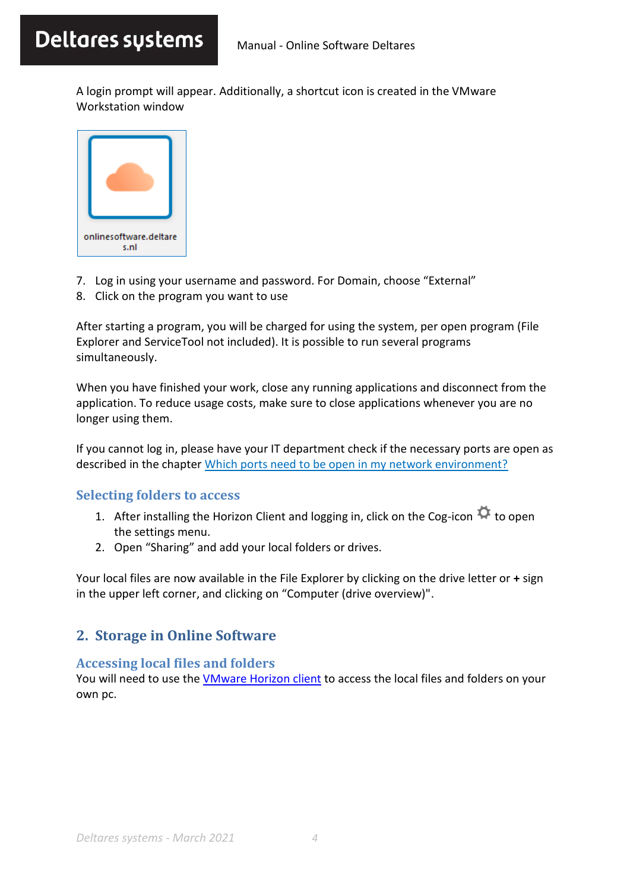A login prompt will appear. Additionally, a shortcut icon is created in the VMware Workstation window

onlinesoftware.deltares.nl

7. Log in using your username and password. For Domain, choose “External”
8. Click on the program you want to use

After starting a program, you will be charged for using the system, per open program (File Explorer and ServiceTool not included). It is possible to run several programs simultaneously.

When you have finished your work, close any running applications and disconnect from the application. To reduce usage costs, make sure to close applications whenever you are no longer using them.

If you cannot log in, please have your IT department check if the necessary ports are open as described in the chapter [Which ports need to be open in my network environment?]

### Selecting folders to access

1. After installing the Horizon Client and logging in, click on the Cog-icon ⚙ to open the settings menu.
2. Open “Sharing” and add your local folders or drives.

Your local files are now available in the File Explorer by clicking on the drive letter or **+** sign in the upper left corner, and clicking on “Computer (drive overview)".

## 2. Storage in Online Software

### Accessing local files and folders

You will need to use the [VMware Horizon client] to access the local files and folders on your own pc.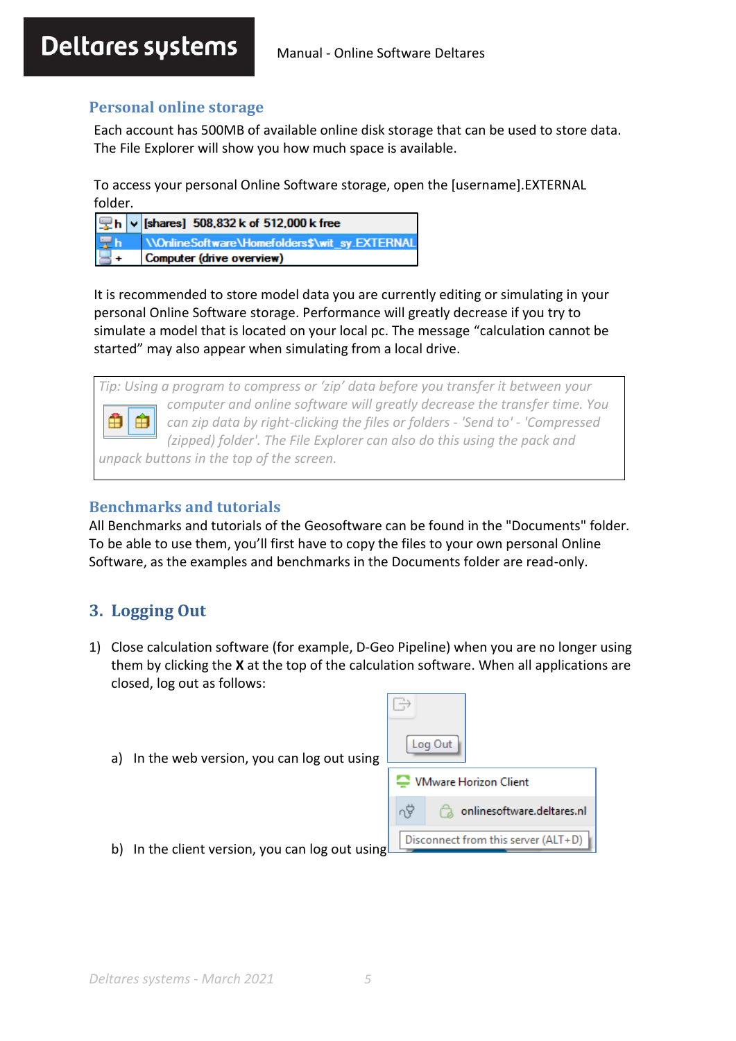## Personal online storage

Each account has 500MB of available online disk storage that can be used to store data. The File Explorer will show you how much space is available.

To access your personal Online Software storage, open the [username].EXTERNAL folder.

| | |
|---|---|
| h | [shares] 508,832 k of 512,000 k free |
| h | \\OnlineSoftware\Homefolders$\wit_sy.EXTERNAL |
| + | Computer (drive overview) |

It is recommended to store model data you are currently editing or simulating in your personal Online Software storage. Performance will greatly decrease if you try to simulate a model that is located on your local pc. The message "calculation cannot be started" may also appear when simulating from a local drive.

*Tip: Using a program to compress or 'zip' data before you transfer it between your computer and online software will greatly decrease the transfer time. You can zip data by right-clicking the files or folders - 'Send to' - 'Compressed (zipped) folder'. The File Explorer can also do this using the pack and unpack buttons in the top of the screen.*

## Benchmarks and tutorials

All Benchmarks and tutorials of the Geosoftware can be found in the "Documents" folder. To be able to use them, you'll first have to copy the files to your own personal Online Software, as the examples and benchmarks in the Documents folder are read-only.

## 3. Logging Out

1) Close calculation software (for example, D-Geo Pipeline) when you are no longer using them by clicking the **X** at the top of the calculation software. When all applications are closed, log out as follows:

   a) In the web version, you can log out using **Log Out**

   b) In the client version, you can log out using **VMware Horizon Client** – onlinesoftware.deltares.nl – **Disconnect from this server (ALT+D)**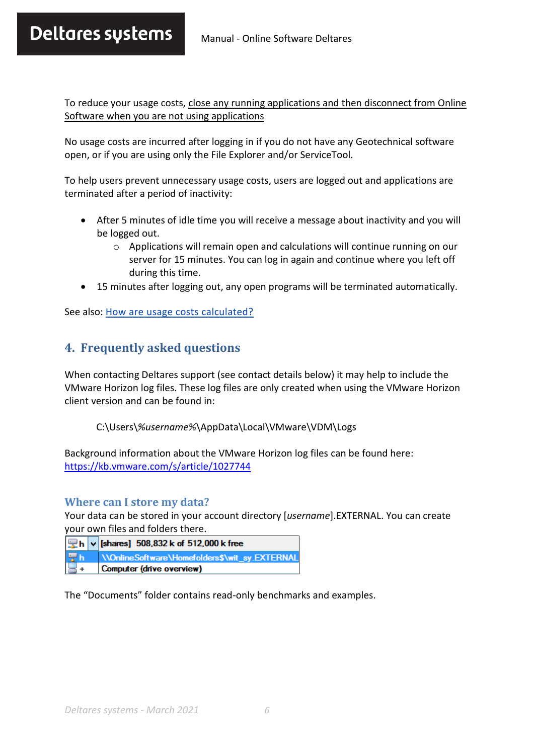To reduce your usage costs, <u>close any running applications and then disconnect from Online Software when you are not using applications</u>

No usage costs are incurred after logging in if you do not have any Geotechnical software open, or if you are using only the File Explorer and/or ServiceTool.

To help users prevent unnecessary usage costs, users are logged out and applications are terminated after a period of inactivity:

- After 5 minutes of idle time you will receive a message about inactivity and you will be logged out.
  - Applications will remain open and calculations will continue running on our server for 15 minutes. You can log in again and continue where you left off during this time.
- 15 minutes after logging out, any open programs will be terminated automatically.

See also: How are usage costs calculated?

## 4. Frequently asked questions

When contacting Deltares support (see contact details below) it may help to include the VMware Horizon log files. These log files are only created when using the VMware Horizon client version and can be found in:

C:\Users\\*%username%*\AppData\Local\VMware\VDM\Logs

Background information about the VMware Horizon log files can be found here: https://kb.vmware.com/s/article/1027744

### Where can I store my data?

Your data can be stored in your account directory [*username*].EXTERNAL. You can create your own files and folders there.

| h | [shares] 508,832 k of 512,000 k free |
|---|---|
| h | \\OnlineSoftware\Homefolders$\wit_sy.EXTERNAL |
| + | Computer (drive overview) |

The "Documents" folder contains read-only benchmarks and examples.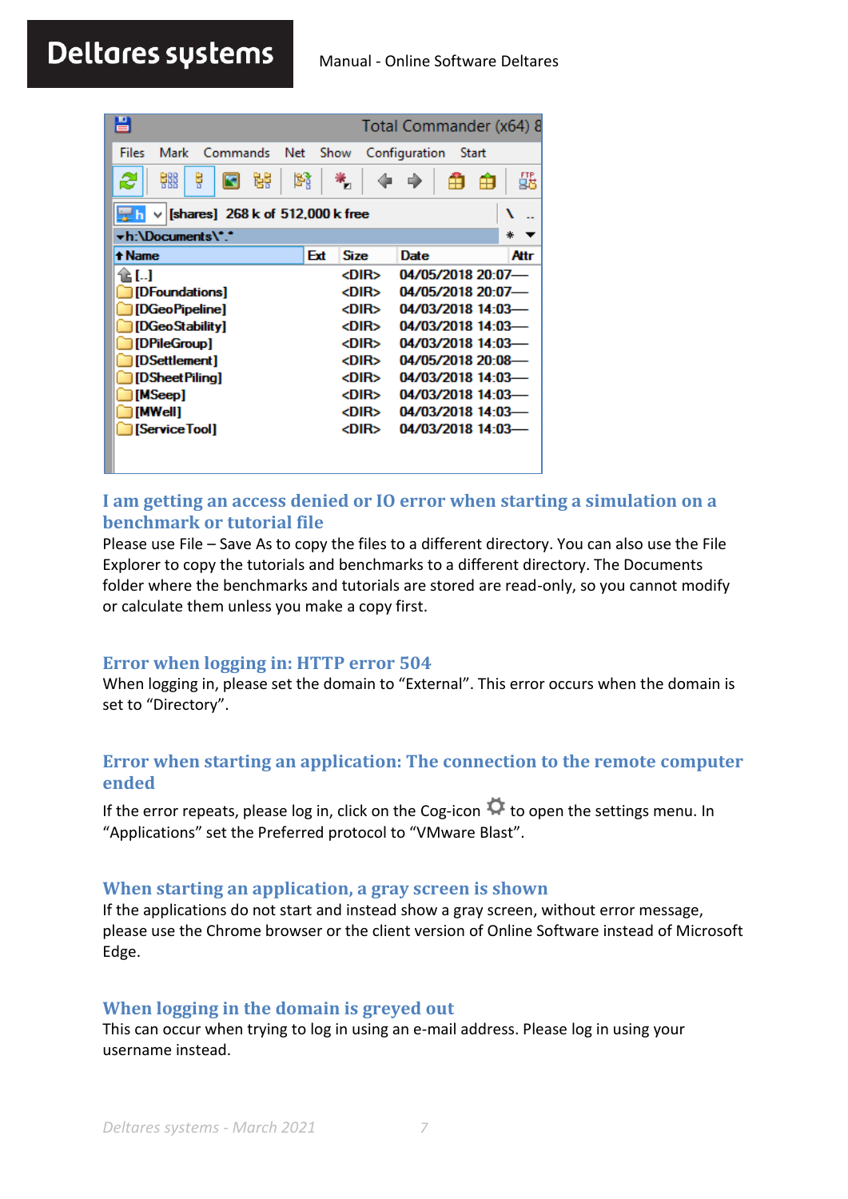## I am getting an access denied or IO error when starting a simulation on a benchmark or tutorial file

Please use File – Save As to copy the files to a different directory. You can also use the File Explorer to copy the tutorials and benchmarks to a different directory. The Documents folder where the benchmarks and tutorials are stored are read-only, so you cannot modify or calculate them unless you make a copy first.

## Error when logging in: HTTP error 504

When logging in, please set the domain to “External”. This error occurs when the domain is set to “Directory”.

## Error when starting an application: The connection to the remote computer ended

If the error repeats, please log in, click on the Cog-icon ⚙ to open the settings menu. In “Applications” set the Preferred protocol to “VMware Blast”.

## When starting an application, a gray screen is shown

If the applications do not start and instead show a gray screen, without error message, please use the Chrome browser or the client version of Online Software instead of Microsoft Edge.

## When logging in the domain is greyed out

This can occur when trying to log in using an e-mail address. Please log in using your username instead.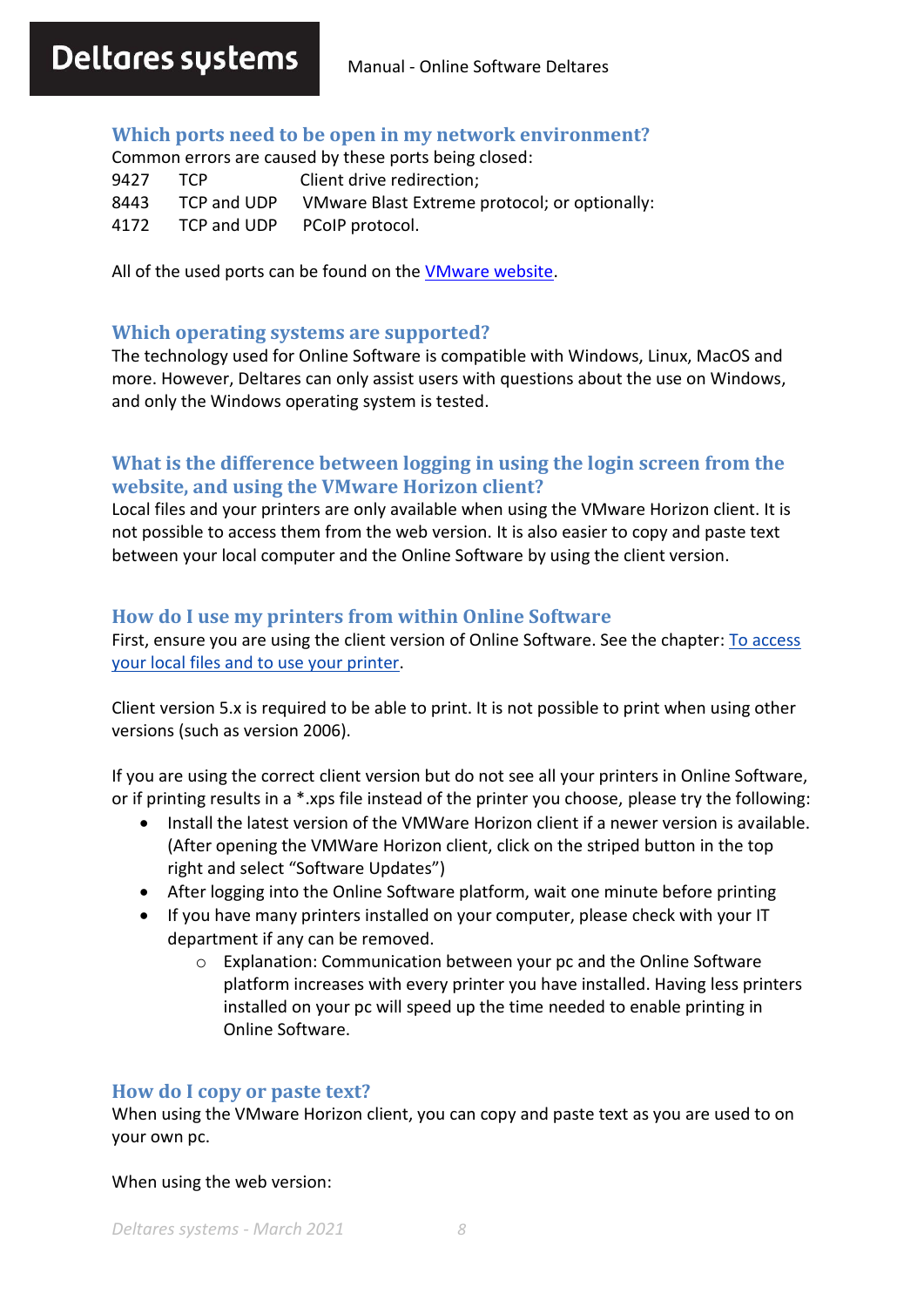## Which ports need to be open in my network environment?

Common errors are caused by these ports being closed:

| | | |
|---|---|---|
| 9427 | TCP | Client drive redirection; |
| 8443 | TCP and UDP | VMware Blast Extreme protocol; or optionally: |
| 4172 | TCP and UDP | PCoIP protocol. |

All of the used ports can be found on the VMware website.

## Which operating systems are supported?

The technology used for Online Software is compatible with Windows, Linux, MacOS and more. However, Deltares can only assist users with questions about the use on Windows, and only the Windows operating system is tested.

## What is the difference between logging in using the login screen from the website, and using the VMware Horizon client?

Local files and your printers are only available when using the VMware Horizon client. It is not possible to access them from the web version. It is also easier to copy and paste text between your local computer and the Online Software by using the client version.

## How do I use my printers from within Online Software

First, ensure you are using the client version of Online Software. See the chapter: To access your local files and to use your printer.

Client version 5.x is required to be able to print. It is not possible to print when using other versions (such as version 2006).

If you are using the correct client version but do not see all your printers in Online Software, or if printing results in a *.xps file instead of the printer you choose, please try the following:

- Install the latest version of the VMWare Horizon client if a newer version is available. (After opening the VMWare Horizon client, click on the striped button in the top right and select "Software Updates")
- After logging into the Online Software platform, wait one minute before printing
- If you have many printers installed on your computer, please check with your IT department if any can be removed.
  - Explanation: Communication between your pc and the Online Software platform increases with every printer you have installed. Having less printers installed on your pc will speed up the time needed to enable printing in Online Software.

## How do I copy or paste text?

When using the VMware Horizon client, you can copy and paste text as you are used to on your own pc.

When using the web version: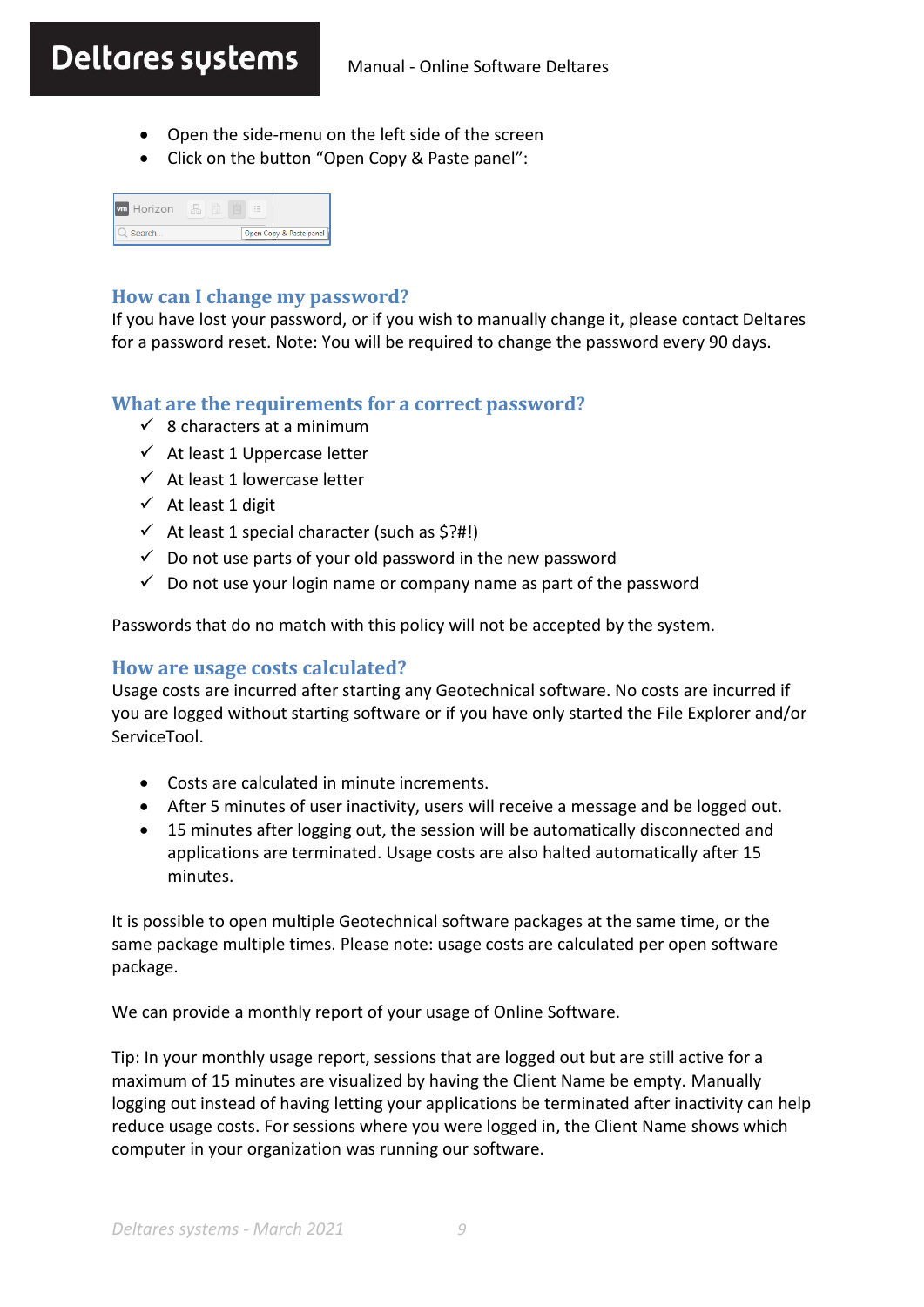- Open the side-menu on the left side of the screen
- Click on the button "Open Copy & Paste panel":

### How can I change my password?

If you have lost your password, or if you wish to manually change it, please contact Deltares for a password reset. Note: You will be required to change the password every 90 days.

### What are the requirements for a correct password?

- ✓ 8 characters at a minimum
- ✓ At least 1 Uppercase letter
- ✓ At least 1 lowercase letter
- ✓ At least 1 digit
- ✓ At least 1 special character (such as $?#!)
- ✓ Do not use parts of your old password in the new password
- ✓ Do not use your login name or company name as part of the password

Passwords that do no match with this policy will not be accepted by the system.

### How are usage costs calculated?

Usage costs are incurred after starting any Geotechnical software. No costs are incurred if you are logged without starting software or if you have only started the File Explorer and/or ServiceTool.

- Costs are calculated in minute increments.
- After 5 minutes of user inactivity, users will receive a message and be logged out.
- 15 minutes after logging out, the session will be automatically disconnected and applications are terminated. Usage costs are also halted automatically after 15 minutes.

It is possible to open multiple Geotechnical software packages at the same time, or the same package multiple times. Please note: usage costs are calculated per open software package.

We can provide a monthly report of your usage of Online Software.

Tip: In your monthly usage report, sessions that are logged out but are still active for a maximum of 15 minutes are visualized by having the Client Name be empty. Manually logging out instead of having letting your applications be terminated after inactivity can help reduce usage costs. For sessions where you were logged in, the Client Name shows which computer in your organization was running our software.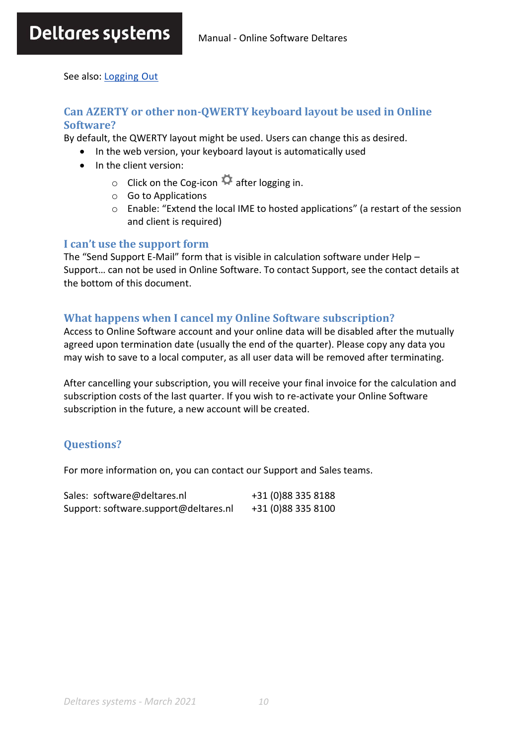See also: Logging Out

## Can AZERTY or other non-QWERTY keyboard layout be used in Online Software?

By default, the QWERTY layout might be used. Users can change this as desired.

- In the web version, your keyboard layout is automatically used
- In the client version:
  - Click on the Cog-icon after logging in.
  - Go to Applications
  - Enable: “Extend the local IME to hosted applications” (a restart of the session and client is required)

## I can’t use the support form

The “Send Support E-Mail” form that is visible in calculation software under Help – Support… can not be used in Online Software. To contact Support, see the contact details at the bottom of this document.

## What happens when I cancel my Online Software subscription?

Access to Online Software account and your online data will be disabled after the mutually agreed upon termination date (usually the end of the quarter). Please copy any data you may wish to save to a local computer, as all user data will be removed after terminating.

After cancelling your subscription, you will receive your final invoice for the calculation and subscription costs of the last quarter. If you wish to re-activate your Online Software subscription in the future, a new account will be created.

## Questions?

For more information on, you can contact our Support and Sales teams.

| | |
|---|---|
| Sales: software@deltares.nl | +31 (0)88 335 8188 |
| Support: software.support@deltares.nl | +31 (0)88 335 8100 |